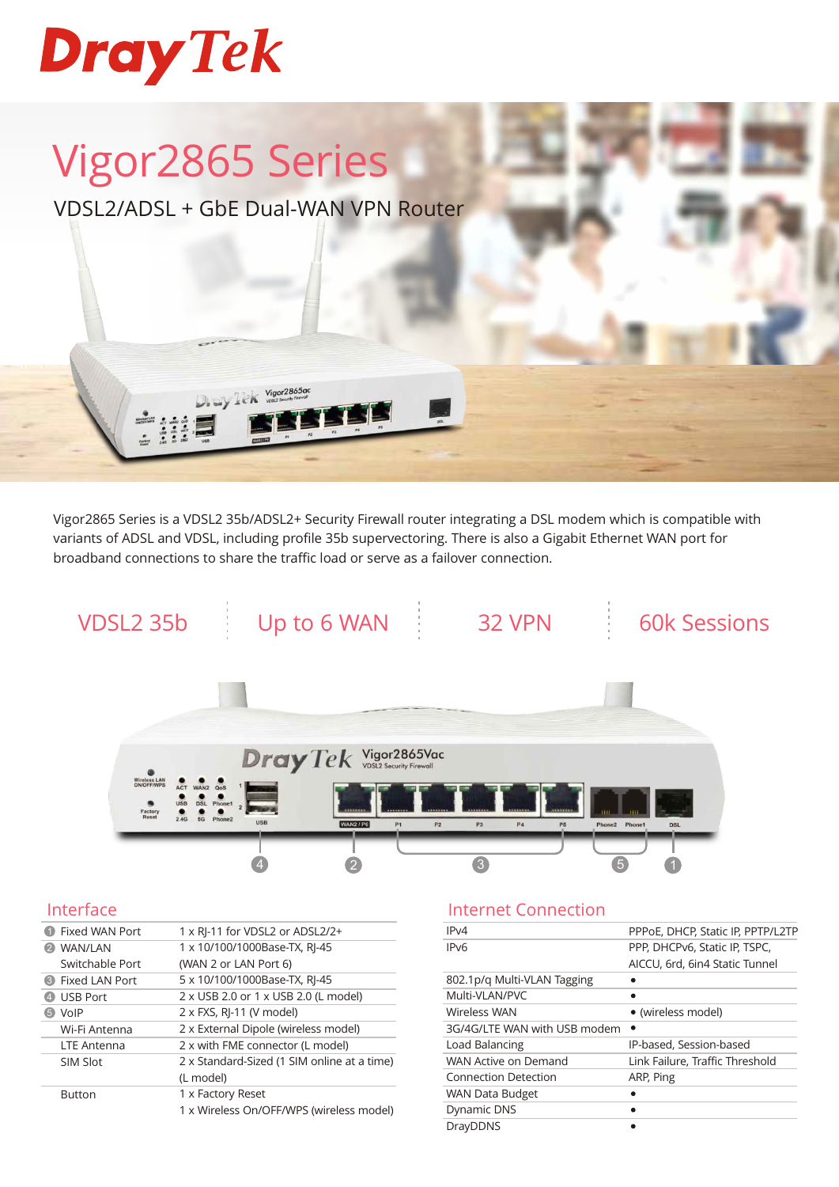# DrayTek

# Vigor2865 Series

## VDSL2/ADSL + GbE Dual-WAN VPN Router

Vigor2865 Series is a VDSL2 35b/ADSL2+ Security Firewall router integrating a DSL modem which is compatible with variants of ADSL and VDSL, including profile 35b supervectoring. There is also a Gigabit Ethernet WAN port for broadband connections to share the traffic load or serve as a failover connection.

VDSL2 35b | Up to 6 WAN | 32 VPN | 60k Sessions

## Interface

| | |
|---|---|
| ❶ Fixed WAN Port | 1 x RJ-11 for VDSL2 or ADSL2/2+ |
| ❷ WAN/LAN Switchable Port | 1 x 10/100/1000Base-TX, RJ-45 (WAN 2 or LAN Port 6) |
| ❸ Fixed LAN Port | 5 x 10/100/1000Base-TX, RJ-45 |
| ❹ USB Port | 2 x USB 2.0 or 1 x USB 2.0 (L model) |
| ❺ VoIP | 2 x FXS, RJ-11 (V model) |
| Wi-Fi Antenna | 2 x External Dipole (wireless model) |
| LTE Antenna | 2 x with FME connector (L model) |
| SIM Slot | 2 x Standard-Sized (1 SIM online at a time) (L model) |
| Button | 1 x Factory Reset<br>1 x Wireless On/OFF/WPS (wireless model) |

## Internet Connection

| | |
|---|---|
| IPv4 | PPPoE, DHCP, Static IP, PPTP/L2TP |
| IPv6 | PPP, DHCPv6, Static IP, TSPC, AICCU, 6rd, 6in4 Static Tunnel |
| 802.1p/q Multi-VLAN Tagging | • |
| Multi-VLAN/PVC | • |
| Wireless WAN | • (wireless model) |
| 3G/4G/LTE WAN with USB modem | • |
| Load Balancing | IP-based, Session-based |
| WAN Active on Demand | Link Failure, Traffic Threshold |
| Connection Detection | ARP, Ping |
| WAN Data Budget | • |
| Dynamic DNS | • |
| DrayDDNS | • |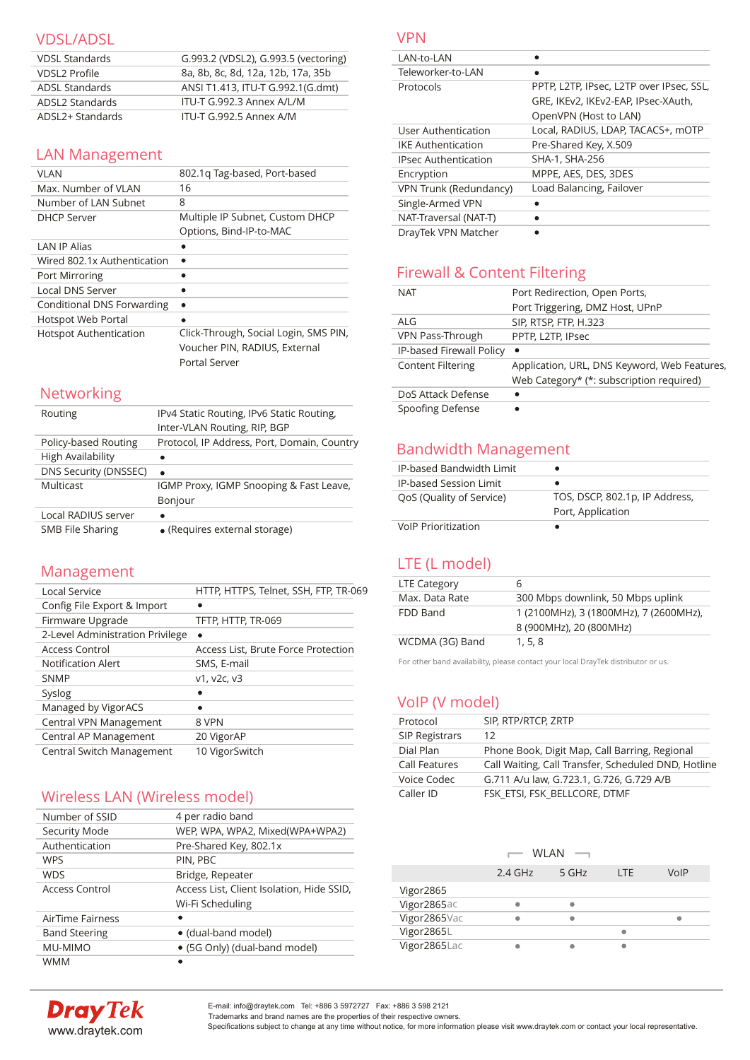## VDSL/ADSL

| | |
|---|---|
| VDSL Standards | G.993.2 (VDSL2), G.993.5 (vectoring) |
| VDSL2 Profile | 8a, 8b, 8c, 8d, 12a, 12b, 17a, 35b |
| ADSL Standards | ANSI T1.413, ITU-T G.992.1(G.dmt) |
| ADSL2 Standards | ITU-T G.992.3 Annex A/L/M |
| ADSL2+ Standards | ITU-T G.992.5 Annex A/M |

## LAN Management

| | |
|---|---|
| VLAN | 802.1q Tag-based, Port-based |
| Max. Number of VLAN | 16 |
| Number of LAN Subnet | 8 |
| DHCP Server | Multiple IP Subnet, Custom DHCP Options, Bind-IP-to-MAC |
| LAN IP Alias | • |
| Wired 802.1x Authentication | • |
| Port Mirroring | • |
| Local DNS Server | • |
| Conditional DNS Forwarding | • |
| Hotspot Web Portal | • |
| Hotspot Authentication | Click-Through, Social Login, SMS PIN, Voucher PIN, RADIUS, External Portal Server |

## Networking

| | |
|---|---|
| Routing | IPv4 Static Routing, IPv6 Static Routing, Inter-VLAN Routing, RIP, BGP |
| Policy-based Routing | Protocol, IP Address, Port, Domain, Country |
| High Availability | • |
| DNS Security (DNSSEC) | • |
| Multicast | IGMP Proxy, IGMP Snooping & Fast Leave, Bonjour |
| Local RADIUS server | • |
| SMB File Sharing | • (Requires external storage) |

## Management

| | |
|---|---|
| Local Service | HTTP, HTTPS, Telnet, SSH, FTP, TR-069 |
| Config File Export & Import | • |
| Firmware Upgrade | TFTP, HTTP, TR-069 |
| 2-Level Administration Privilege | • |
| Access Control | Access List, Brute Force Protection |
| Notification Alert | SMS, E-mail |
| SNMP | v1, v2c, v3 |
| Syslog | • |
| Managed by VigorACS | • |
| Central VPN Management | 8 VPN |
| Central AP Management | 20 VigorAP |
| Central Switch Management | 10 VigorSwitch |

## Wireless LAN (Wireless model)

| | |
|---|---|
| Number of SSID | 4 per radio band |
| Security Mode | WEP, WPA, WPA2, Mixed(WPA+WPA2) |
| Authentication | Pre-Shared Key, 802.1x |
| WPS | PIN, PBC |
| WDS | Bridge, Repeater |
| Access Control | Access List, Client Isolation, Hide SSID, Wi-Fi Scheduling |
| AirTime Fairness | • |
| Band Steering | • (dual-band model) |
| MU-MIMO | • (5G Only) (dual-band model) |
| WMM | • |

## VPN

| | |
|---|---|
| LAN-to-LAN | • |
| Teleworker-to-LAN | • |
| Protocols | PPTP, L2TP, IPSec, L2TP over IPSec, SSL, GRE, IKEv2, IKEv2-EAP, IPSec-XAuth, OpenVPN (Host to LAN) |
| User Authentication | Local, RADIUS, LDAP, TACACS+, mOTP |
| IKE Authentication | Pre-Shared Key, X.509 |
| IPsec Authentication | SHA-1, SHA-256 |
| Encryption | MPPE, AES, DES, 3DES |
| VPN Trunk (Redundancy) | Load Balancing, Failover |
| Single-Armed VPN | • |
| NAT-Traversal (NAT-T) | • |
| DrayTek VPN Matcher | • |

## Firewall & Content Filtering

| | |
|---|---|
| NAT | Port Redirection, Open Ports, Port Triggering, DMZ Host, UPnP |
| ALG | SIP, RTSP, FTP, H.323 |
| VPN Pass-Through | PPTP, L2TP, IPsec |
| IP-based Firewall Policy | • |
| Content Filtering | Application, URL, DNS Keyword, Web Features, Web Category* (*: subscription required) |
| DoS Attack Defense | • |
| Spoofing Defense | • |

## Bandwidth Management

| | |
|---|---|
| IP-based Bandwidth Limit | • |
| IP-based Session Limit | • |
| QoS (Quality of Service) | TOS, DSCP, 802.1p, IP Address, Port, Application |
| VoIP Prioritization | • |

## LTE (L model)

| | |
|---|---|
| LTE Category | 6 |
| Max. Data Rate | 300 Mbps downlink, 50 Mbps uplink |
| FDD Band | 1 (2100MHz), 3 (1800MHz), 7 (2600MHz), 8 (900MHz), 20 (800MHz) |
| WCDMA (3G) Band | 1, 5, 8 |

For other band availability, please contact your local DrayTek distributor or us.

## VoIP (V model)

| | |
|---|---|
| Protocol | SIP, RTP/RTCP, ZRTP |
| SIP Registrars | 12 |
| Dial Plan | Phone Book, Digit Map, Call Barring, Regional |
| Call Features | Call Waiting, Call Transfer, Scheduled DND, Hotline |
| Voice Codec | G.711 A/u law, G.723.1, G.726, G.729 A/B |
| Caller ID | FSK_ETSI, FSK_BELLCORE, DTMF |

| | WLAN | | | |
|---|---|---|---|---|
| | 2.4 GHz | 5 GHz | LTE | VoIP |
| Vigor2865 | | | | |
| Vigor2865ac | • | • | | |
| Vigor2865Vac | • | • | | • |
| Vigor2865L | | | • | |
| Vigor2865Lac | • | • | • | |

DrayTek
www.draytek.com

E-mail: info@draytek.com Tel: +886 3 5972727 Fax: +886 3 598 2121
Trademarks and brand names are the properties of their respective owners.
Specifications subject to change at any time without notice, for more information please visit www.draytek.com or contact your local representative.